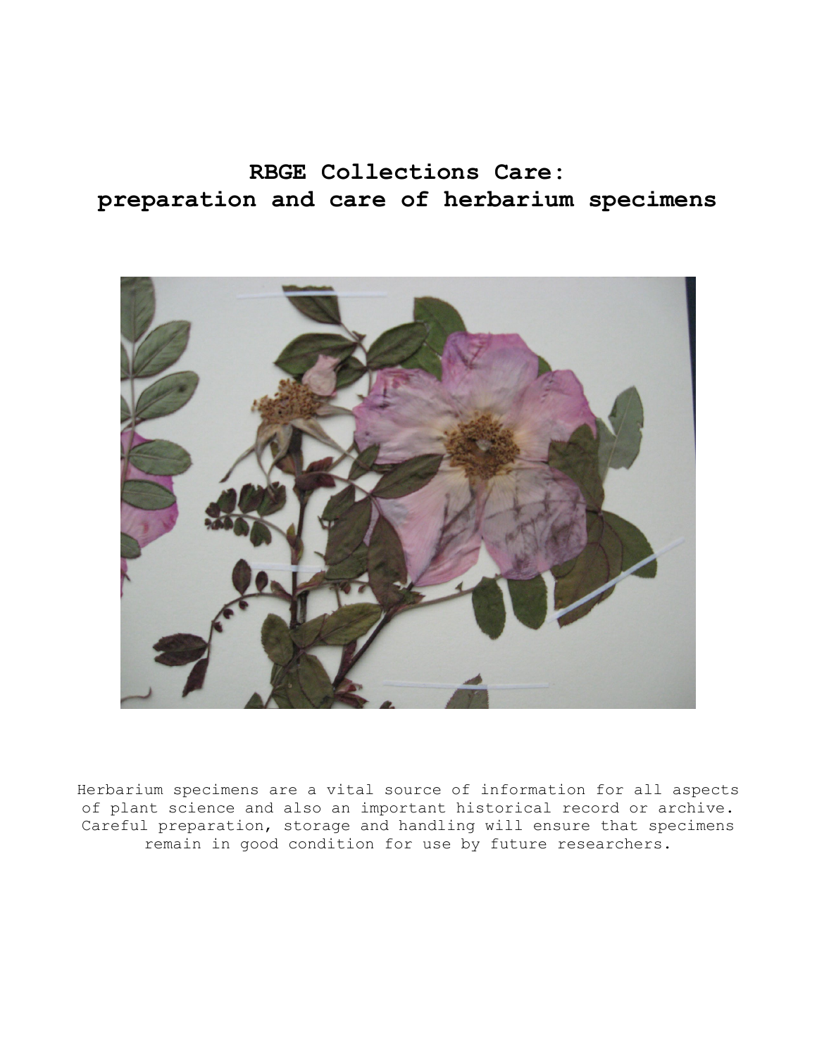# RBGE Collections Care: preparation and care of herbarium specimens

Herbarium specimens are a vital source of information for all aspects of plant science and also an important historical record or archive. Careful preparation, storage and handling will ensure that specimens remain in good condition for use by future researchers.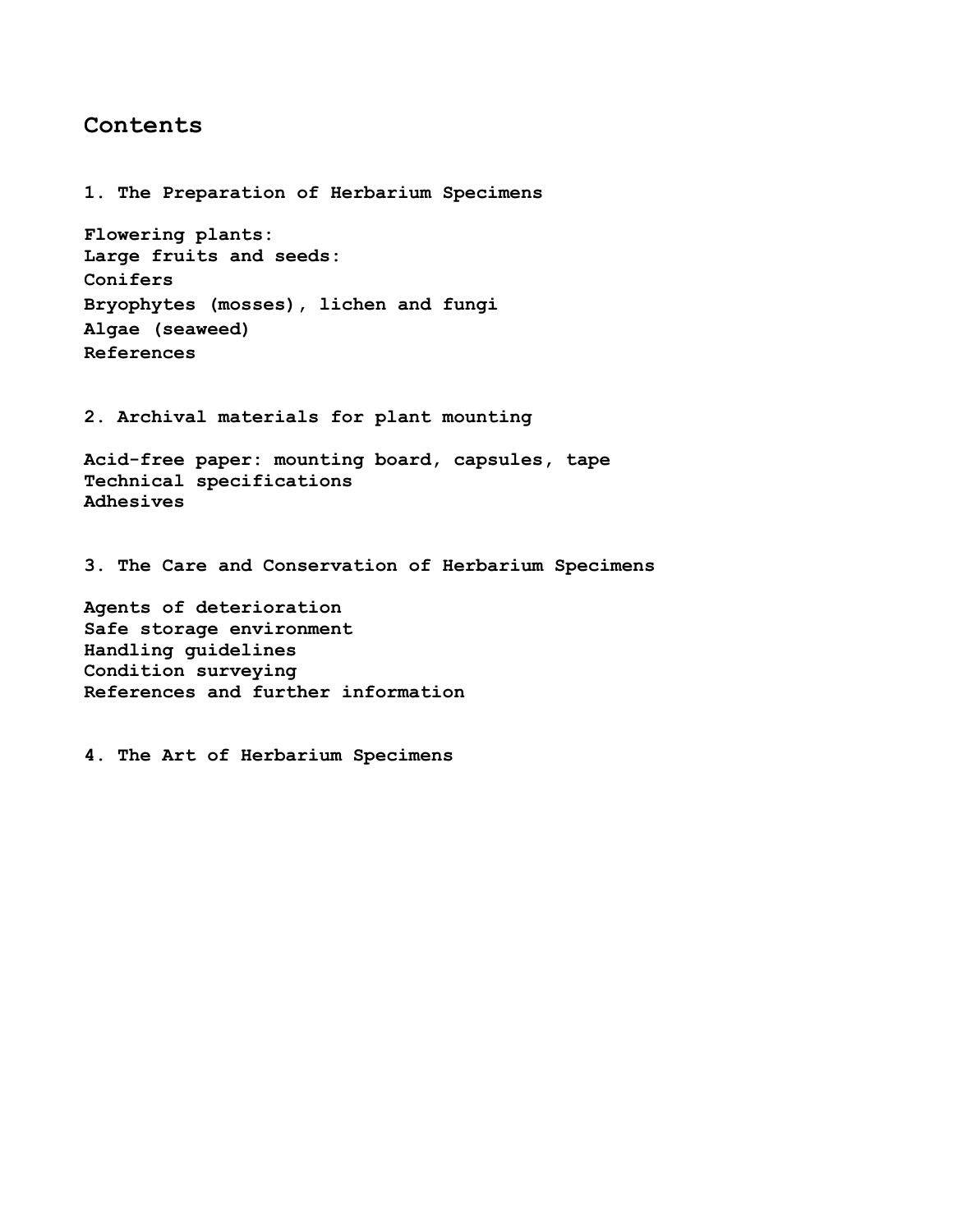# Contents

## 1. The Preparation of Herbarium Specimens

**Flowering plants:**
**Large fruits and seeds:**
**Conifers**
**Bryophytes (mosses), lichen and fungi**
**Algae (seaweed)**
**References**

## 2. Archival materials for plant mounting

**Acid-free paper: mounting board, capsules, tape**
**Technical specifications**
**Adhesives**

## 3. The Care and Conservation of Herbarium Specimens

**Agents of deterioration**
**Safe storage environment**
**Handling guidelines**
**Condition surveying**
**References and further information**

## 4. The Art of Herbarium Specimens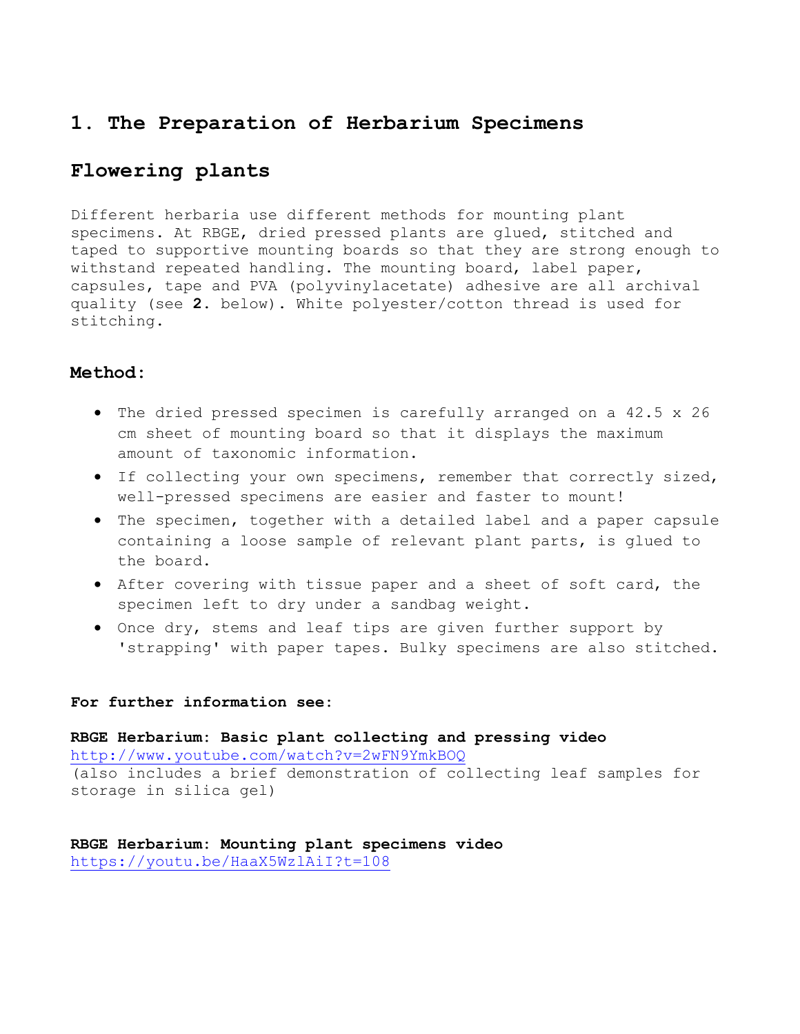# 1. The Preparation of Herbarium Specimens

## Flowering plants

Different herbaria use different methods for mounting plant specimens. At RBGE, dried pressed plants are glued, stitched and taped to supportive mounting boards so that they are strong enough to withstand repeated handling. The mounting board, label paper, capsules, tape and PVA (polyvinylacetate) adhesive are all archival quality (see **2.** below). White polyester/cotton thread is used for stitching.

### Method:

- The dried pressed specimen is carefully arranged on a 42.5 x 26 cm sheet of mounting board so that it displays the maximum amount of taxonomic information.
- If collecting your own specimens, remember that correctly sized, well-pressed specimens are easier and faster to mount!
- The specimen, together with a detailed label and a paper capsule containing a loose sample of relevant plant parts, is glued to the board.
- After covering with tissue paper and a sheet of soft card, the specimen left to dry under a sandbag weight.
- Once dry, stems and leaf tips are given further support by 'strapping' with paper tapes. Bulky specimens are also stitched.

**For further information see:**

**RBGE Herbarium: Basic plant collecting and pressing video**
http://www.youtube.com/watch?v=2wFN9YmkBOQ
(also includes a brief demonstration of collecting leaf samples for storage in silica gel)

**RBGE Herbarium: Mounting plant specimens video**
https://youtu.be/HaaX5Wz1AiI?t=108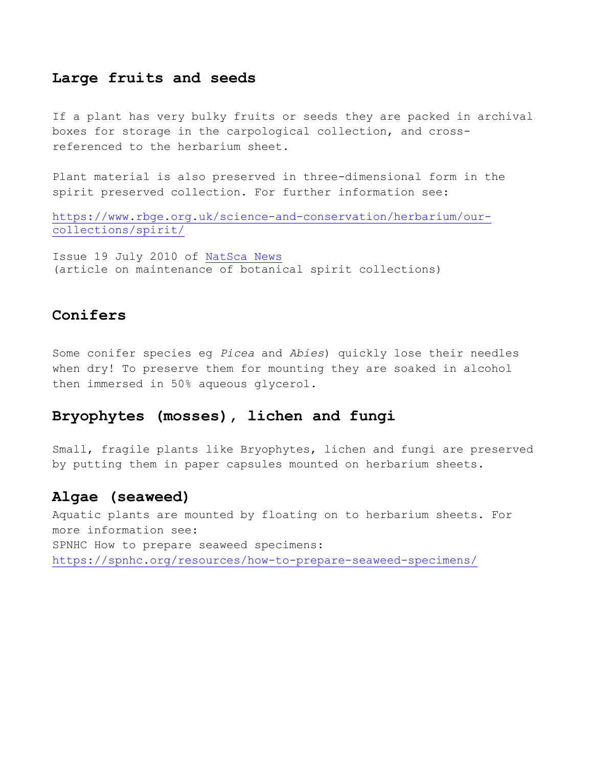## Large fruits and seeds

If a plant has very bulky fruits or seeds they are packed in archival boxes for storage in the carpological collection, and cross-referenced to the herbarium sheet.

Plant material is also preserved in three-dimensional form in the spirit preserved collection. For further information see:

https://www.rbge.org.uk/science-and-conservation/herbarium/our-collections/spirit/

Issue 19 July 2010 of NatSca News
(article on maintenance of botanical spirit collections)

## Conifers

Some conifer species eg *Picea* and *Abies*) quickly lose their needles when dry! To preserve them for mounting they are soaked in alcohol then immersed in 50% aqueous glycerol.

## Bryophytes (mosses), lichen and fungi

Small, fragile plants like Bryophytes, lichen and fungi are preserved by putting them in paper capsules mounted on herbarium sheets.

## Algae (seaweed)

Aquatic plants are mounted by floating on to herbarium sheets. For more information see:
SPNHC How to prepare seaweed specimens:
https://spnhc.org/resources/how-to-prepare-seaweed-specimens/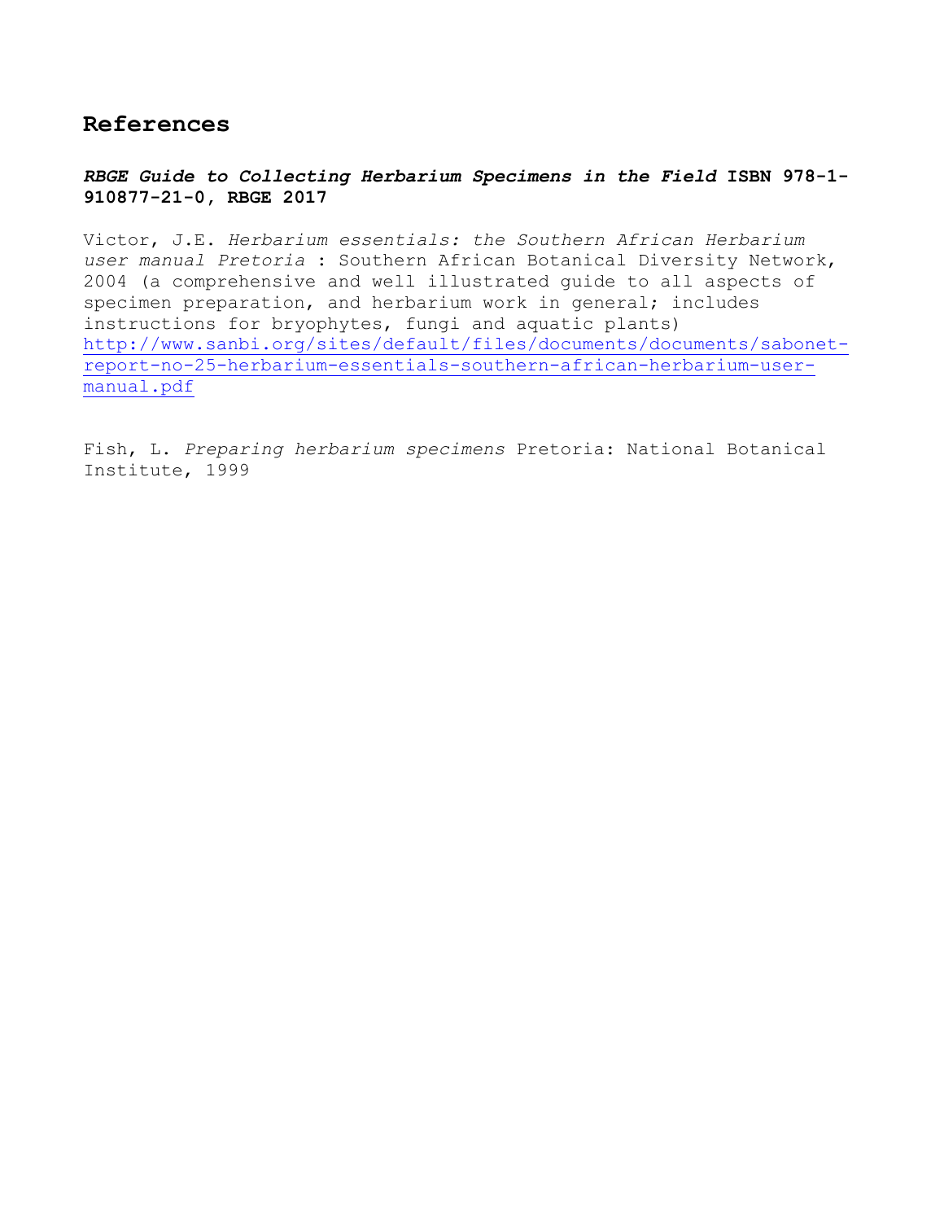## References

***RBGE Guide to Collecting Herbarium Specimens in the Field*** **ISBN 978-1-910877-21-0, RBGE 2017**

Victor, J.E. *Herbarium essentials: the Southern African Herbarium user manual Pretoria* : Southern African Botanical Diversity Network, 2004 (a comprehensive and well illustrated guide to all aspects of specimen preparation, and herbarium work in general; includes instructions for bryophytes, fungi and aquatic plants) http://www.sanbi.org/sites/default/files/documents/documents/sabonet-report-no-25-herbarium-essentials-southern-african-herbarium-user-manual.pdf

Fish, L. *Preparing herbarium specimens* Pretoria: National Botanical Institute, 1999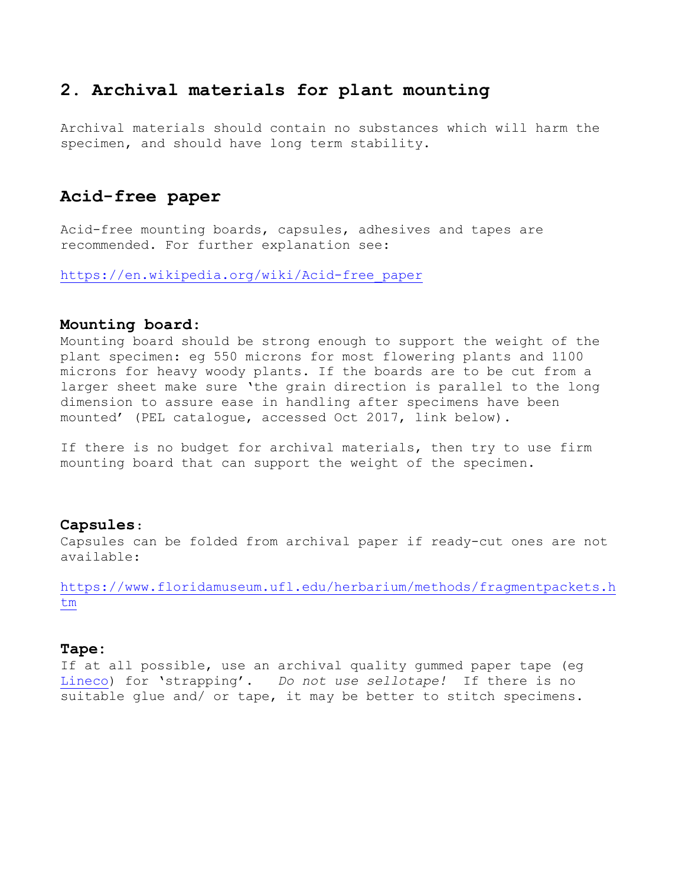## 2. Archival materials for plant mounting

Archival materials should contain no substances which will harm the specimen, and should have long term stability.

## Acid-free paper

Acid-free mounting boards, capsules, adhesives and tapes are recommended. For further explanation see:

https://en.wikipedia.org/wiki/Acid-free_paper

### Mounting board:

Mounting board should be strong enough to support the weight of the plant specimen: eg 550 microns for most flowering plants and 1100 microns for heavy woody plants. If the boards are to be cut from a larger sheet make sure 'the grain direction is parallel to the long dimension to assure ease in handling after specimens have been mounted' (PEL catalogue, accessed Oct 2017, link below).

If there is no budget for archival materials, then try to use firm mounting board that can support the weight of the specimen.

### Capsules:

Capsules can be folded from archival paper if ready-cut ones are not available:

https://www.floridamuseum.ufl.edu/herbarium/methods/fragmentpackets.htm

### Tape:

If at all possible, use an archival quality gummed paper tape (eg Lineco) for 'strapping'. *Do not use sellotape!* If there is no suitable glue and/ or tape, it may be better to stitch specimens.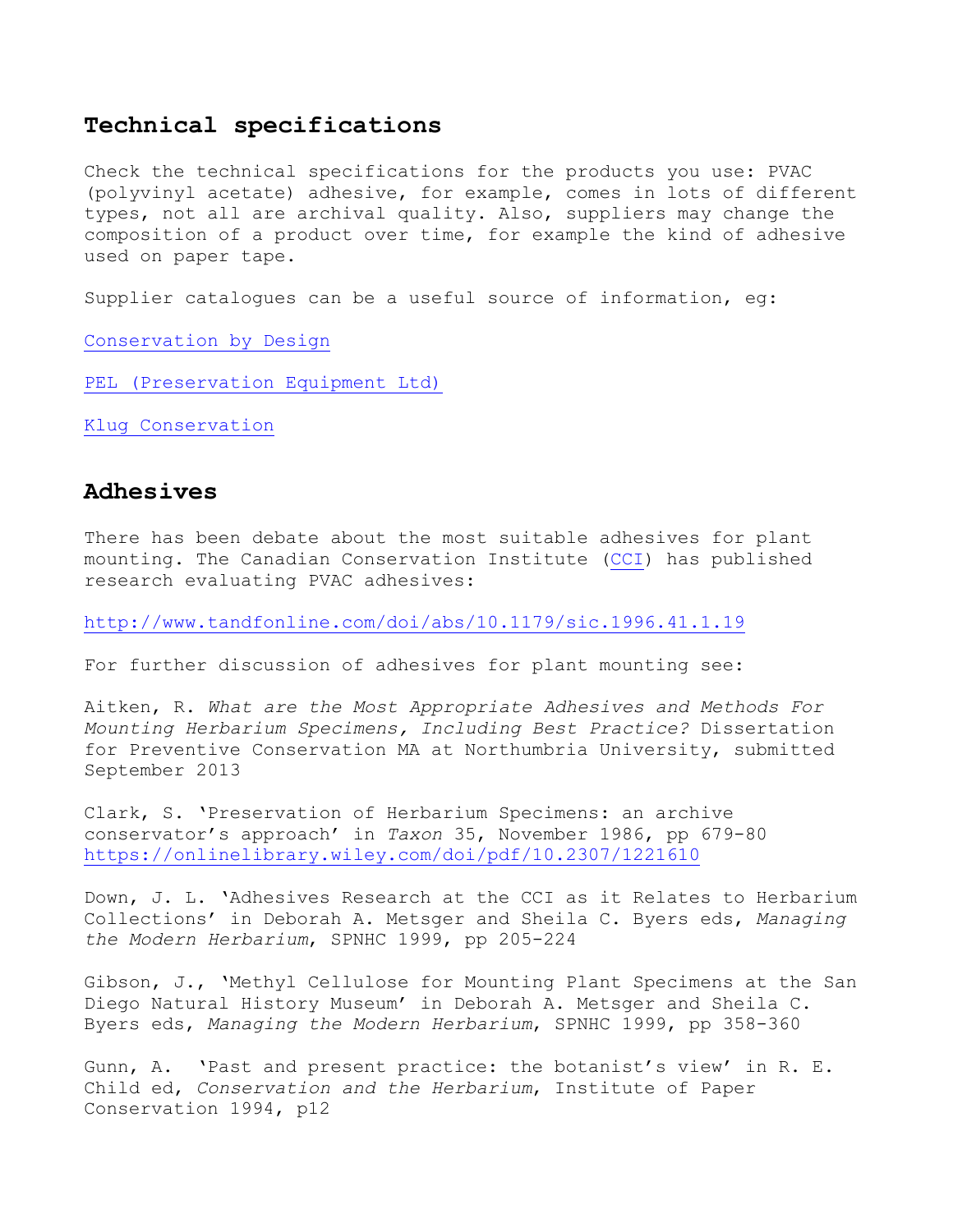## Technical specifications

Check the technical specifications for the products you use: PVAC (polyvinyl acetate) adhesive, for example, comes in lots of different types, not all are archival quality. Also, suppliers may change the composition of a product over time, for example the kind of adhesive used on paper tape.

Supplier catalogues can be a useful source of information, eg:

Conservation by Design

PEL (Preservation Equipment Ltd)

Klug Conservation

## Adhesives

There has been debate about the most suitable adhesives for plant mounting. The Canadian Conservation Institute (CCI) has published research evaluating PVAC adhesives:

http://www.tandfonline.com/doi/abs/10.1179/sic.1996.41.1.19

For further discussion of adhesives for plant mounting see:

Aitken, R. *What are the Most Appropriate Adhesives and Methods For Mounting Herbarium Specimens, Including Best Practice?* Dissertation for Preventive Conservation MA at Northumbria University, submitted September 2013

Clark, S. 'Preservation of Herbarium Specimens: an archive conservator's approach' in *Taxon* 35, November 1986, pp 679-80 https://onlinelibrary.wiley.com/doi/pdf/10.2307/1221610

Down, J. L. 'Adhesives Research at the CCI as it Relates to Herbarium Collections' in Deborah A. Metsger and Sheila C. Byers eds, *Managing the Modern Herbarium*, SPNHC 1999, pp 205-224

Gibson, J., 'Methyl Cellulose for Mounting Plant Specimens at the San Diego Natural History Museum' in Deborah A. Metsger and Sheila C. Byers eds, *Managing the Modern Herbarium*, SPNHC 1999, pp 358-360

Gunn, A. 'Past and present practice: the botanist's view' in R. E. Child ed, *Conservation and the Herbarium*, Institute of Paper Conservation 1994, p12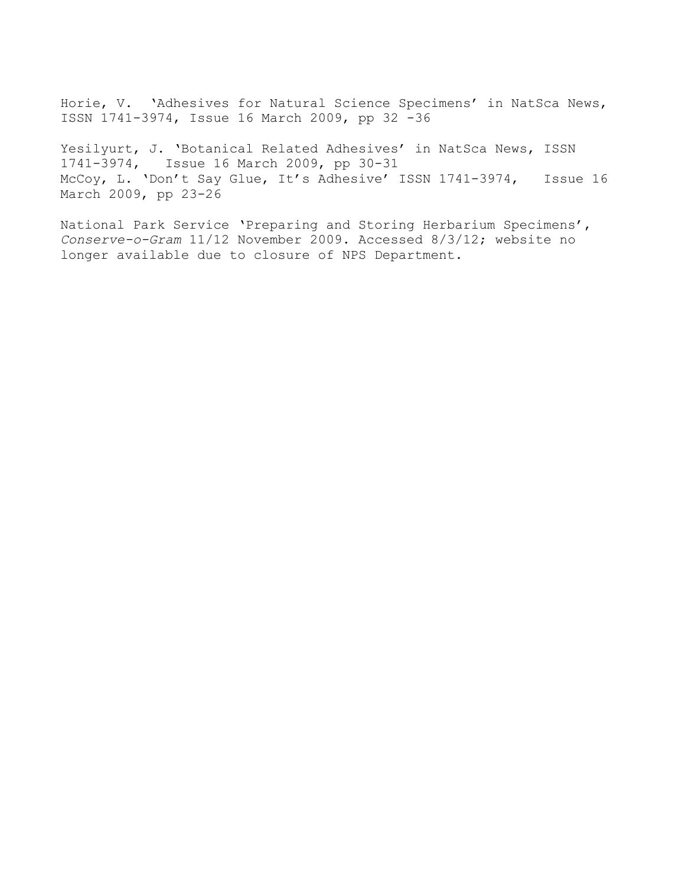Horie, V. 'Adhesives for Natural Science Specimens' in NatSca News, ISSN 1741-3974, Issue 16 March 2009, pp 32 -36

Yesilyurt, J. 'Botanical Related Adhesives' in NatSca News, ISSN 1741-3974, Issue 16 March 2009, pp 30-31
McCoy, L. 'Don't Say Glue, It's Adhesive' ISSN 1741-3974, Issue 16 March 2009, pp 23-26

National Park Service 'Preparing and Storing Herbarium Specimens', *Conserve-o-Gram* 11/12 November 2009. Accessed 8/3/12; website no longer available due to closure of NPS Department.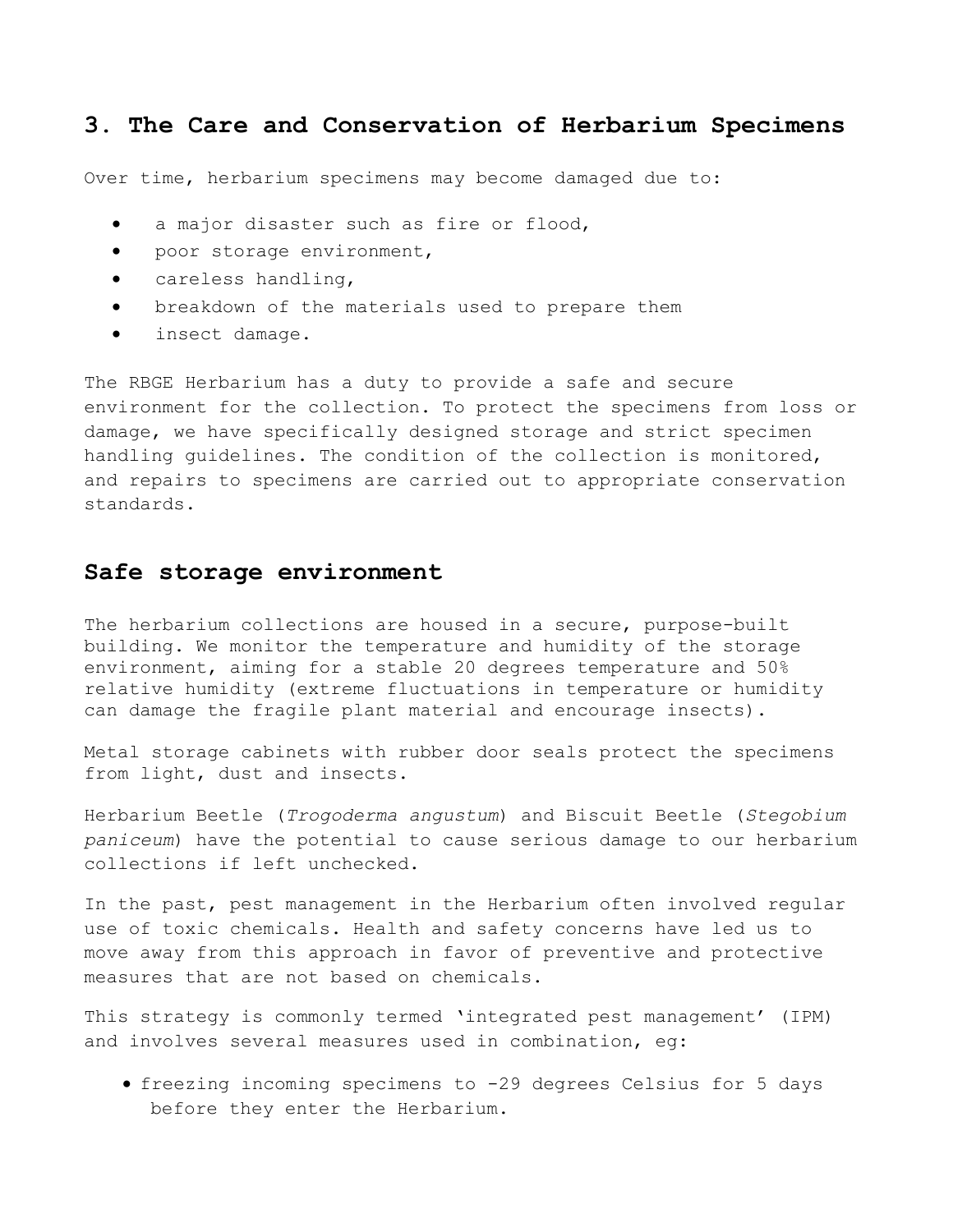## 3. The Care and Conservation of Herbarium Specimens

Over time, herbarium specimens may become damaged due to:

- a major disaster such as fire or flood,
- poor storage environment,
- careless handling,
- breakdown of the materials used to prepare them
- insect damage.

The RBGE Herbarium has a duty to provide a safe and secure environment for the collection. To protect the specimens from loss or damage, we have specifically designed storage and strict specimen handling guidelines. The condition of the collection is monitored, and repairs to specimens are carried out to appropriate conservation standards.

## Safe storage environment

The herbarium collections are housed in a secure, purpose-built building. We monitor the temperature and humidity of the storage environment, aiming for a stable 20 degrees temperature and 50% relative humidity (extreme fluctuations in temperature or humidity can damage the fragile plant material and encourage insects).

Metal storage cabinets with rubber door seals protect the specimens from light, dust and insects.

Herbarium Beetle (*Trogoderma angustum*) and Biscuit Beetle (*Stegobium paniceum*) have the potential to cause serious damage to our herbarium collections if left unchecked.

In the past, pest management in the Herbarium often involved regular use of toxic chemicals. Health and safety concerns have led us to move away from this approach in favor of preventive and protective measures that are not based on chemicals.

This strategy is commonly termed 'integrated pest management' (IPM) and involves several measures used in combination, eg:

- freezing incoming specimens to -29 degrees Celsius for 5 days before they enter the Herbarium.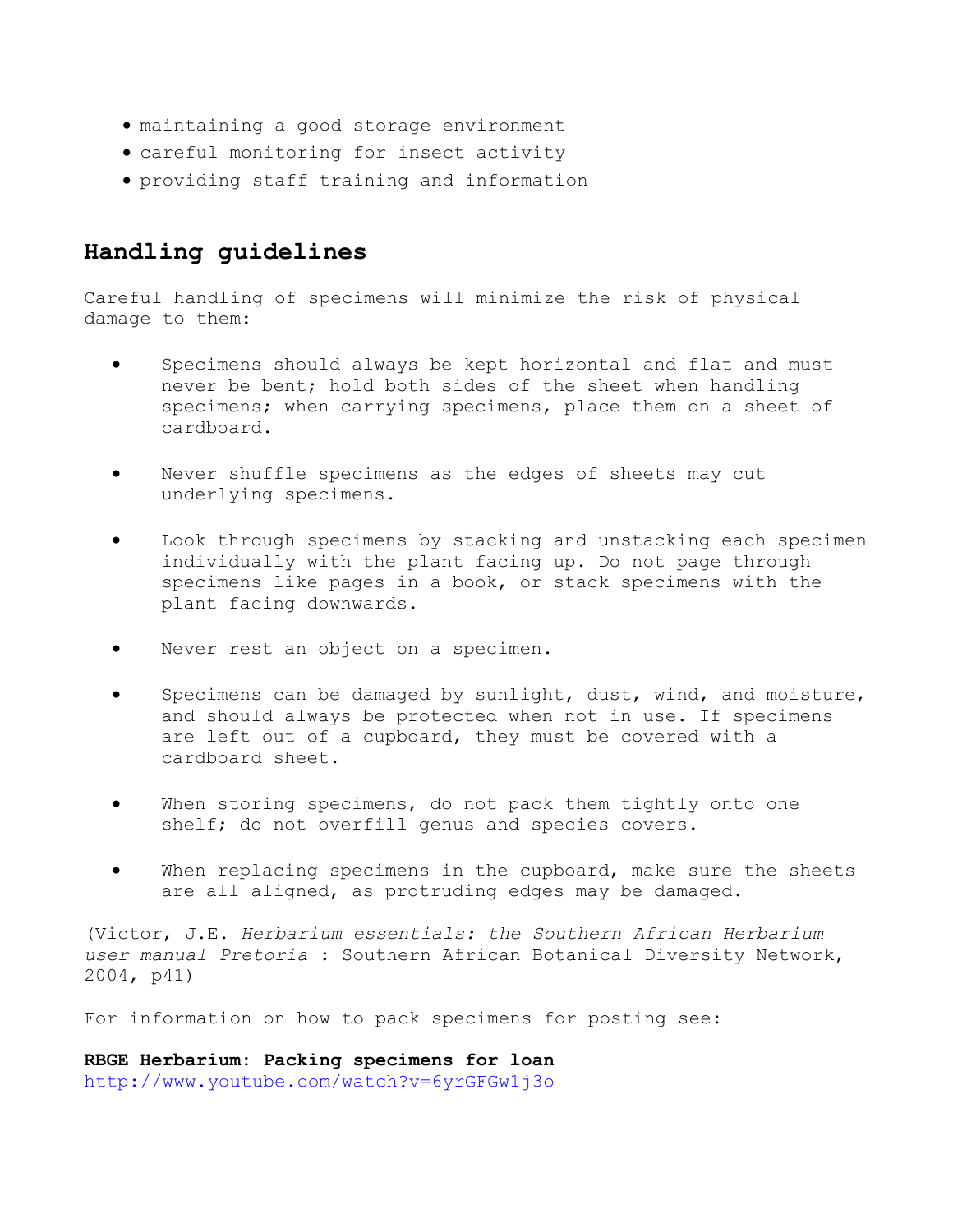- maintaining a good storage environment
- careful monitoring for insect activity
- providing staff training and information

## Handling guidelines

Careful handling of specimens will minimize the risk of physical damage to them:

- Specimens should always be kept horizontal and flat and must never be bent; hold both sides of the sheet when handling specimens; when carrying specimens, place them on a sheet of cardboard.
- Never shuffle specimens as the edges of sheets may cut underlying specimens.
- Look through specimens by stacking and unstacking each specimen individually with the plant facing up. Do not page through specimens like pages in a book, or stack specimens with the plant facing downwards.
- Never rest an object on a specimen.
- Specimens can be damaged by sunlight, dust, wind, and moisture, and should always be protected when not in use. If specimens are left out of a cupboard, they must be covered with a cardboard sheet.
- When storing specimens, do not pack them tightly onto one shelf; do not overfill genus and species covers.
- When replacing specimens in the cupboard, make sure the sheets are all aligned, as protruding edges may be damaged.

(Victor, J.E. *Herbarium essentials: the Southern African Herbarium user manual Pretoria* : Southern African Botanical Diversity Network, 2004, p41)

For information on how to pack specimens for posting see:

**RBGE Herbarium: Packing specimens for loan**
http://www.youtube.com/watch?v=6yrGFGw1j3o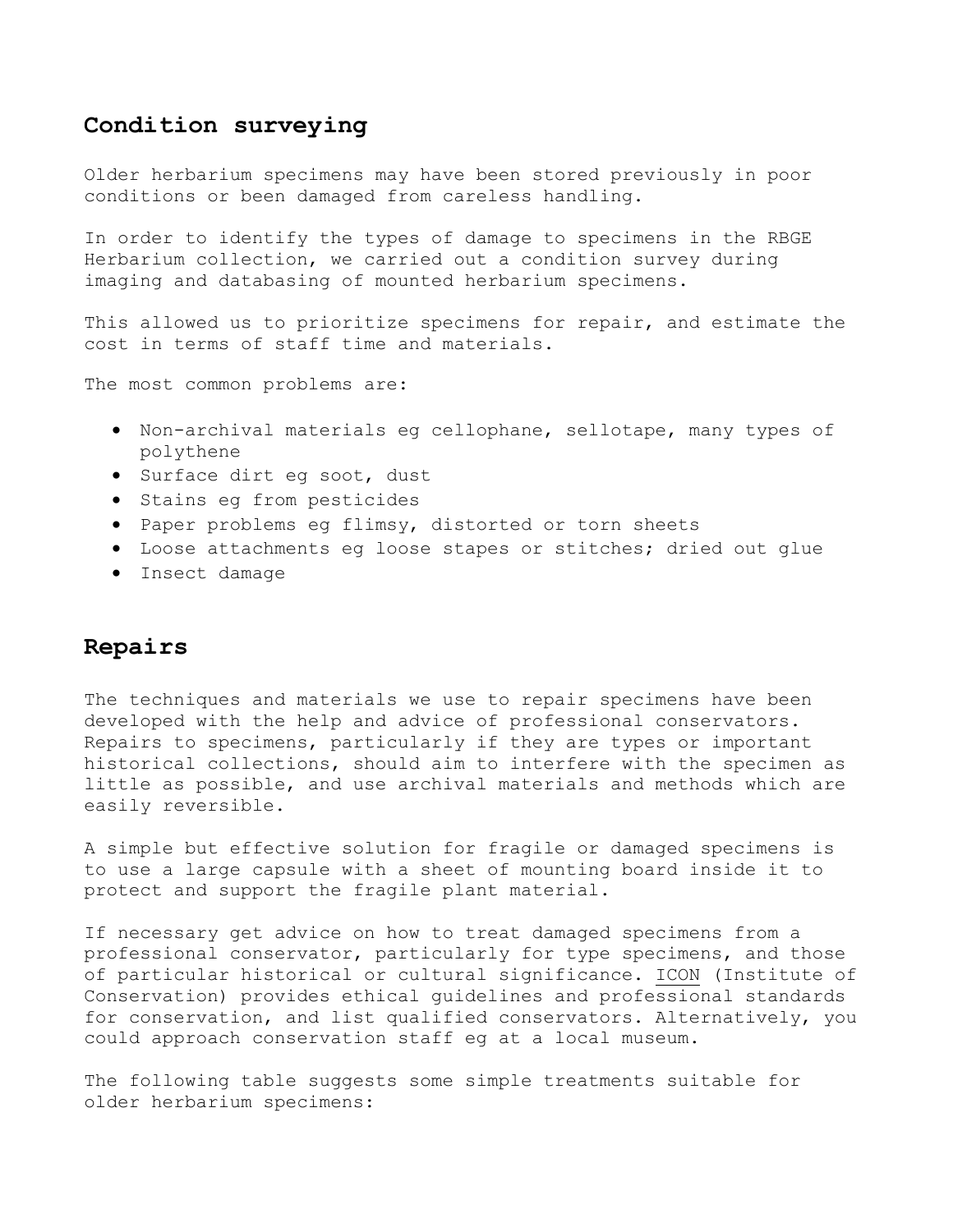## Condition surveying

Older herbarium specimens may have been stored previously in poor conditions or been damaged from careless handling.

In order to identify the types of damage to specimens in the RBGE Herbarium collection, we carried out a condition survey during imaging and databasing of mounted herbarium specimens.

This allowed us to prioritize specimens for repair, and estimate the cost in terms of staff time and materials.

The most common problems are:

- Non-archival materials eg cellophane, sellotape, many types of polythene
- Surface dirt eg soot, dust
- Stains eg from pesticides
- Paper problems eg flimsy, distorted or torn sheets
- Loose attachments eg loose stapes or stitches; dried out glue
- Insect damage

## Repairs

The techniques and materials we use to repair specimens have been developed with the help and advice of professional conservators. Repairs to specimens, particularly if they are types or important historical collections, should aim to interfere with the specimen as little as possible, and use archival materials and methods which are easily reversible.

A simple but effective solution for fragile or damaged specimens is to use a large capsule with a sheet of mounting board inside it to protect and support the fragile plant material.

If necessary get advice on how to treat damaged specimens from a professional conservator, particularly for type specimens, and those of particular historical or cultural significance. ICON (Institute of Conservation) provides ethical guidelines and professional standards for conservation, and list qualified conservators. Alternatively, you could approach conservation staff eg at a local museum.

The following table suggests some simple treatments suitable for older herbarium specimens: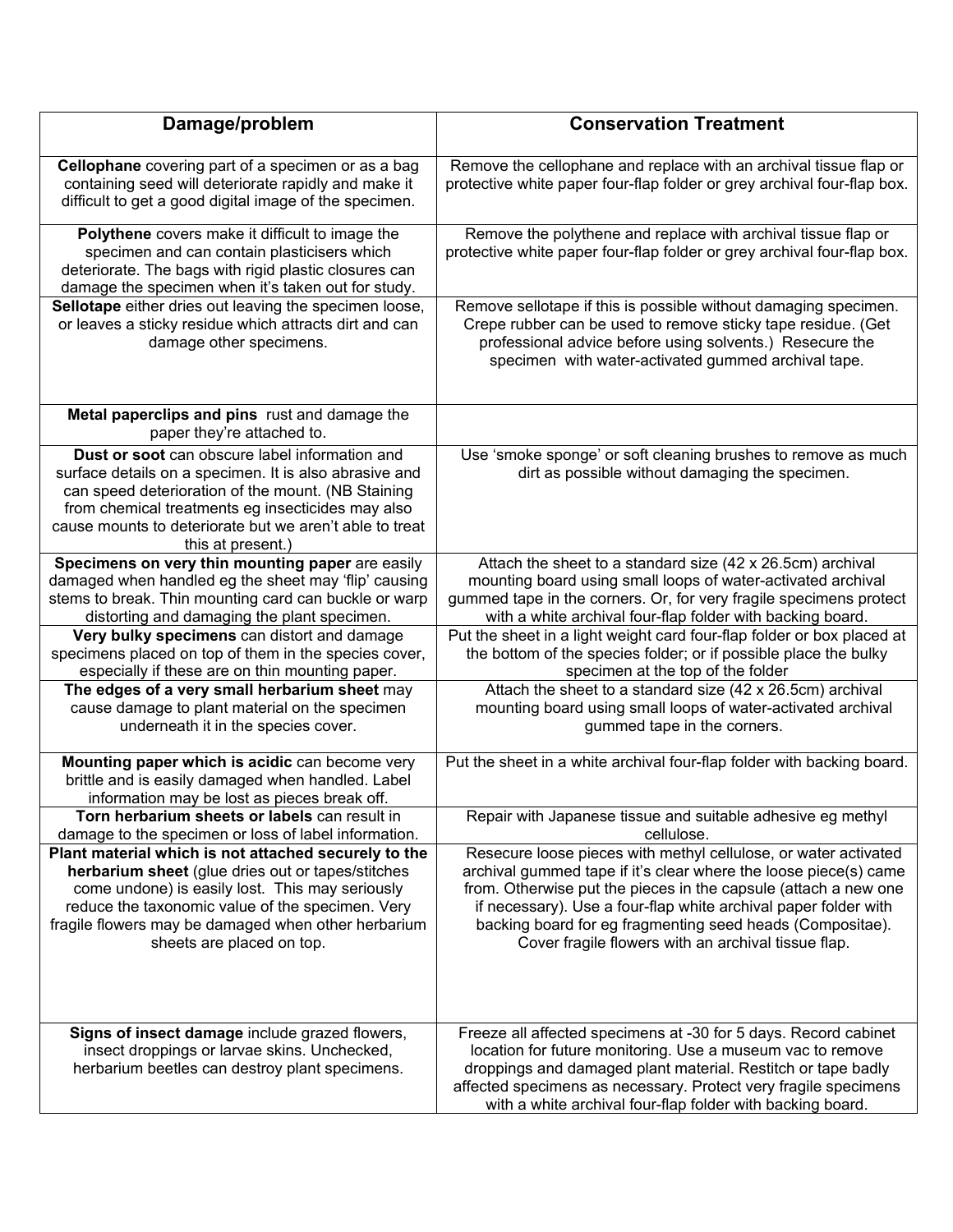| Damage/problem | Conservation Treatment |
|---|---|
| **Cellophane** covering part of a specimen or as a bag containing seed will deteriorate rapidly and make it difficult to get a good digital image of the specimen. | Remove the cellophane and replace with an archival tissue flap or protective white paper four-flap folder or grey archival four-flap box. |
| **Polythene** covers make it difficult to image the specimen and can contain plasticisers which deteriorate. The bags with rigid plastic closures can damage the specimen when it's taken out for study. | Remove the polythene and replace with archival tissue flap or protective white paper four-flap folder or grey archival four-flap box. |
| **Sellotape** either dries out leaving the specimen loose, or leaves a sticky residue which attracts dirt and can damage other specimens. | Remove sellotape if this is possible without damaging specimen. Crepe rubber can be used to remove sticky tape residue. (Get professional advice before using solvents.) Resecure the specimen with water-activated gummed archival tape. |
| **Metal paperclips and pins** rust and damage the paper they're attached to. | |
| **Dust or soot** can obscure label information and surface details on a specimen. It is also abrasive and can speed deterioration of the mount. (NB Staining from chemical treatments eg insecticides may also cause mounts to deteriorate but we aren't able to treat this at present.) | Use 'smoke sponge' or soft cleaning brushes to remove as much dirt as possible without damaging the specimen. |
| **Specimens on very thin mounting paper** are easily damaged when handled eg the sheet may 'flip' causing stems to break. Thin mounting card can buckle or warp distorting and damaging the plant specimen. | Attach the sheet to a standard size (42 x 26.5cm) archival mounting board using small loops of water-activated archival gummed tape in the corners. Or, for very fragile specimens protect with a white archival four-flap folder with backing board. |
| **Very bulky specimens** can distort and damage specimens placed on top of them in the species cover, especially if these are on thin mounting paper. | Put the sheet in a light weight card four-flap folder or box placed at the bottom of the species folder; or if possible place the bulky specimen at the top of the folder |
| **The edges of a very small herbarium sheet** may cause damage to plant material on the specimen underneath it in the species cover. | Attach the sheet to a standard size (42 x 26.5cm) archival mounting board using small loops of water-activated archival gummed tape in the corners. |
| **Mounting paper which is acidic** can become very brittle and is easily damaged when handled. Label information may be lost as pieces break off. | Put the sheet in a white archival four-flap folder with backing board. |
| **Torn herbarium sheets or labels** can result in damage to the specimen or loss of label information. | Repair with Japanese tissue and suitable adhesive eg methyl cellulose. |
| **Plant material which is not attached securely to the herbarium sheet** (glue dries out or tapes/stitches come undone) is easily lost. This may seriously reduce the taxonomic value of the specimen. Very fragile flowers may be damaged when other herbarium sheets are placed on top. | Resecure loose pieces with methyl cellulose, or water activated archival gummed tape if it's clear where the loose piece(s) came from. Otherwise put the pieces in the capsule (attach a new one if necessary). Use a four-flap white archival paper folder with backing board for eg fragmenting seed heads (Compositae). Cover fragile flowers with an archival tissue flap. |
| **Signs of insect damage** include grazed flowers, insect droppings or larvae skins. Unchecked, herbarium beetles can destroy plant specimens. | Freeze all affected specimens at -30 for 5 days. Record cabinet location for future monitoring. Use a museum vac to remove droppings and damaged plant material. Restitch or tape badly affected specimens as necessary. Protect very fragile specimens with a white archival four-flap folder with backing board. |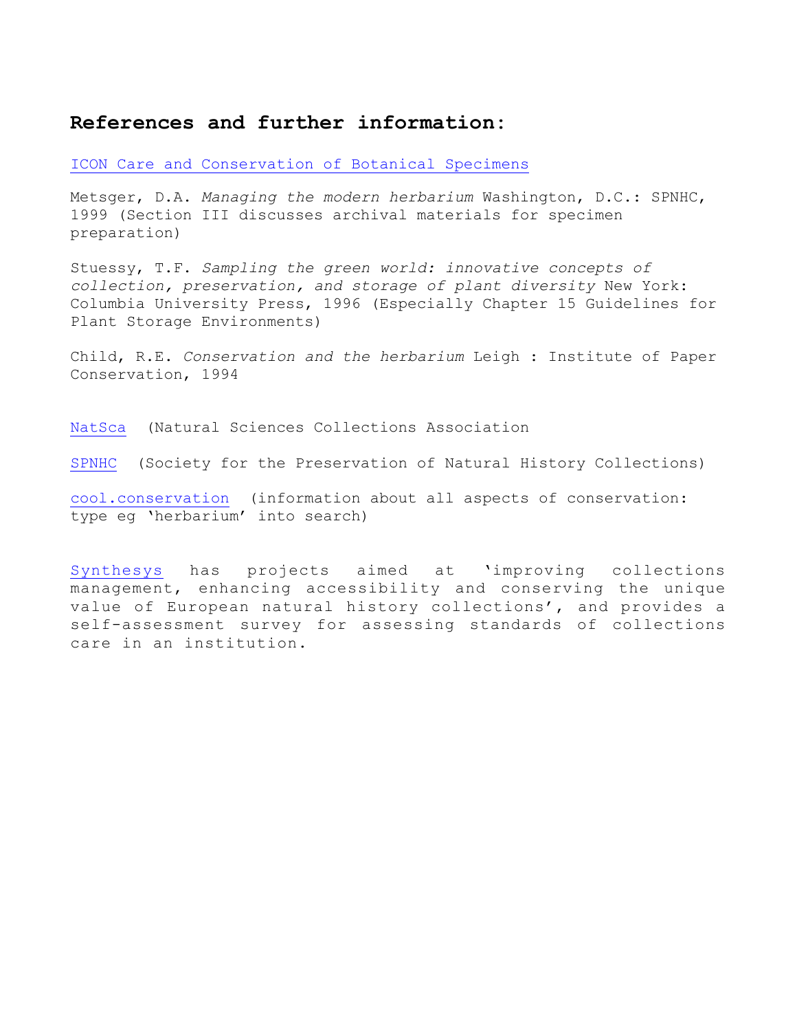## References and further information:

ICON Care and Conservation of Botanical Specimens

Metsger, D.A. *Managing the modern herbarium* Washington, D.C.: SPNHC, 1999 (Section III discusses archival materials for specimen preparation)

Stuessy, T.F. *Sampling the green world: innovative concepts of collection, preservation, and storage of plant diversity* New York: Columbia University Press, 1996 (Especially Chapter 15 Guidelines for Plant Storage Environments)

Child, R.E. *Conservation and the herbarium* Leigh : Institute of Paper Conservation, 1994

NatSca (Natural Sciences Collections Association

SPNHC (Society for the Preservation of Natural History Collections)

cool.conservation (information about all aspects of conservation: type eg 'herbarium' into search)

Synthesys has projects aimed at 'improving collections management, enhancing accessibility and conserving the unique value of European natural history collections', and provides a self-assessment survey for assessing standards of collections care in an institution.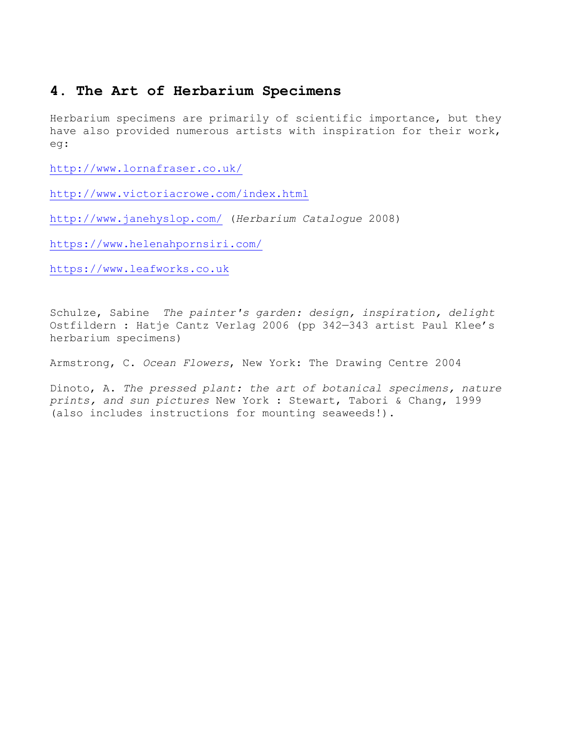## 4. The Art of Herbarium Specimens

Herbarium specimens are primarily of scientific importance, but they have also provided numerous artists with inspiration for their work, eg:

http://www.lornafraser.co.uk/

http://www.victoriacrowe.com/index.html

http://www.janehyslop.com/ (*Herbarium Catalogue* 2008)

https://www.helenahpornsiri.com/

https://www.leafworks.co.uk

Schulze, Sabine *The painter's garden: design, inspiration, delight* Ostfildern : Hatje Cantz Verlag 2006 (pp 342—343 artist Paul Klee's herbarium specimens)

Armstrong, C. *Ocean Flowers*, New York: The Drawing Centre 2004

Dinoto, A. *The pressed plant: the art of botanical specimens, nature prints, and sun pictures* New York : Stewart, Tabori & Chang, 1999 (also includes instructions for mounting seaweeds!).